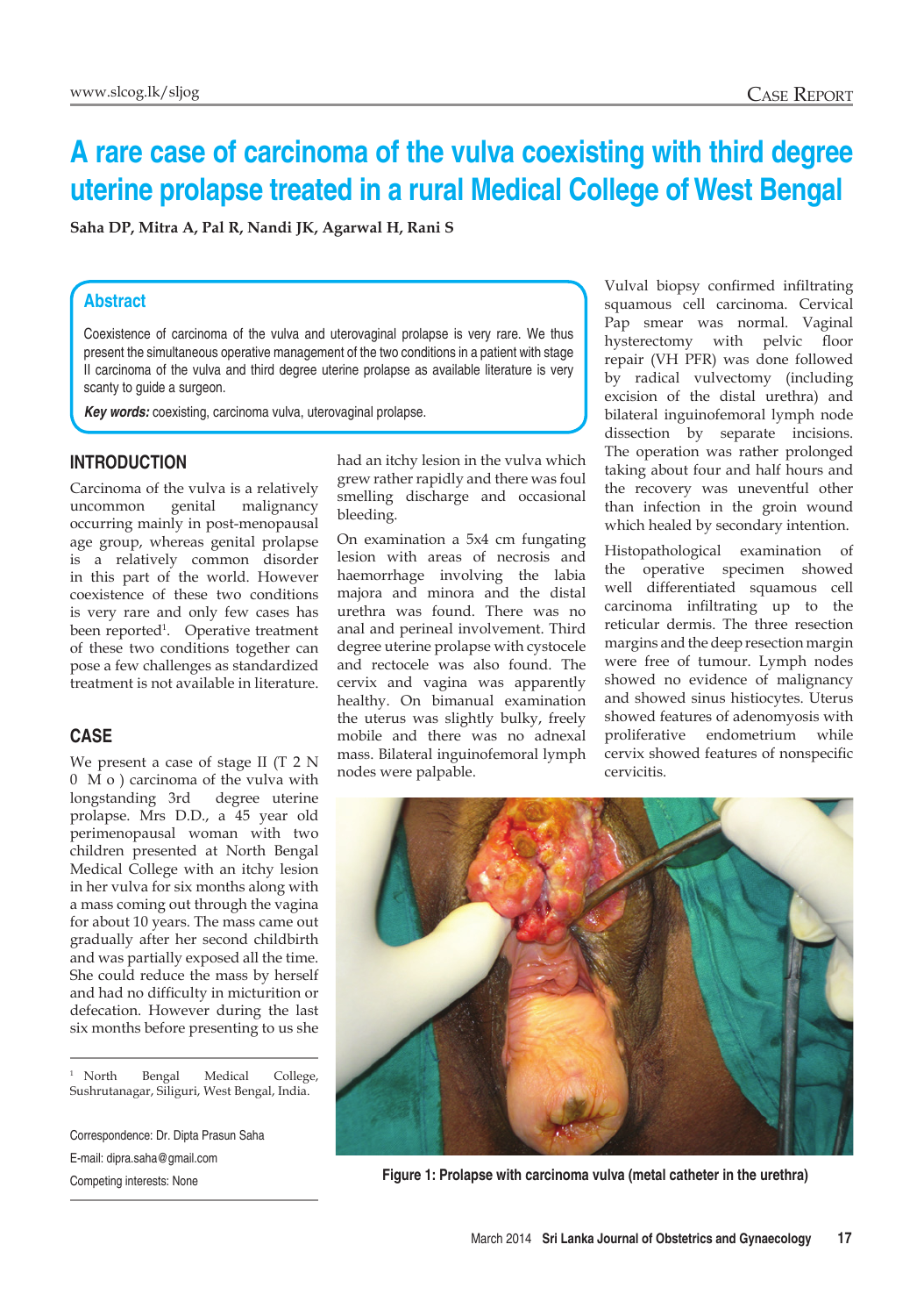# A rare case of carcinoma of the vulva coexisting with third degree uterine prolapse treated in a rural Medical College of West Bengal

**Saha DP, Mitra A, Pal R, Nandi JK, Agarwal H, Rani S**

## Abstract

Coexistence of carcinoma of the vulva and uterovaginal prolapse is very rare. We thus present the simultaneous operative management of the two conditions in a patient with stage II carcinoma of the vulva and third degree uterine prolapse as available literature is very scanty to guide a surgeon.

***Key words:*** coexisting, carcinoma vulva, uterovaginal prolapse.

## INTRODUCTION

Carcinoma of the vulva is a relatively uncommon genital malignancy occurring mainly in post-menopausal age group, whereas genital prolapse is a relatively common disorder in this part of the world. However coexistence of these two conditions is very rare and only few cases has been reported[1]. Operative treatment of these two conditions together can pose a few challenges as standardized treatment is not available in literature.

## CASE

We present a case of stage II (T 2 N 0 M o ) carcinoma of the vulva with longstanding 3rd degree uterine prolapse. Mrs D.D., a 45 year old perimenopausal woman with two children presented at North Bengal Medical College with an itchy lesion in her vulva for six months along with a mass coming out through the vagina for about 10 years. The mass came out gradually after her second childbirth and was partially exposed all the time. She could reduce the mass by herself and had no difficulty in micturition or defecation. However during the last six months before presenting to us she had an itchy lesion in the vulva which grew rather rapidly and there was foul smelling discharge and occasional bleeding.

On examination a 5x4 cm fungating lesion with areas of necrosis and haemorrhage involving the labia majora and minora and the distal urethra was found. There was no anal and perineal involvement. Third degree uterine prolapse with cystocele and rectocele was also found. The cervix and vagina was apparently healthy. On bimanual examination the uterus was slightly bulky, freely mobile and there was no adnexal mass. Bilateral inguinofemoral lymph nodes were palpable.

Vulval biopsy confirmed infiltrating squamous cell carcinoma. Cervical Pap smear was normal. Vaginal hysterectomy with pelvic floor repair (VH PFR) was done followed by radical vulvectomy (including excision of the distal urethra) and bilateral inguinofemoral lymph node dissection by separate incisions. The operation was rather prolonged taking about four and half hours and the recovery was uneventful other than infection in the groin wound which healed by secondary intention.

Histopathological examination of the operative specimen showed well differentiated squamous cell carcinoma infiltrating up to the reticular dermis. The three resection margins and the deep resection margin were free of tumour. Lymph nodes showed no evidence of malignancy and showed sinus histiocytes. Uterus showed features of adenomyosis with proliferative endometrium while cervix showed features of nonspecific cervicitis.

Figure 1: Prolapse with carcinoma vulva (metal catheter in the urethra)

---

[1] North Bengal Medical College, Sushrutanagar, Siliguri, West Bengal, India.

Correspondence: Dr. Dipta Prasun Saha
E-mail: dipra.saha@gmail.com
Competing interests: None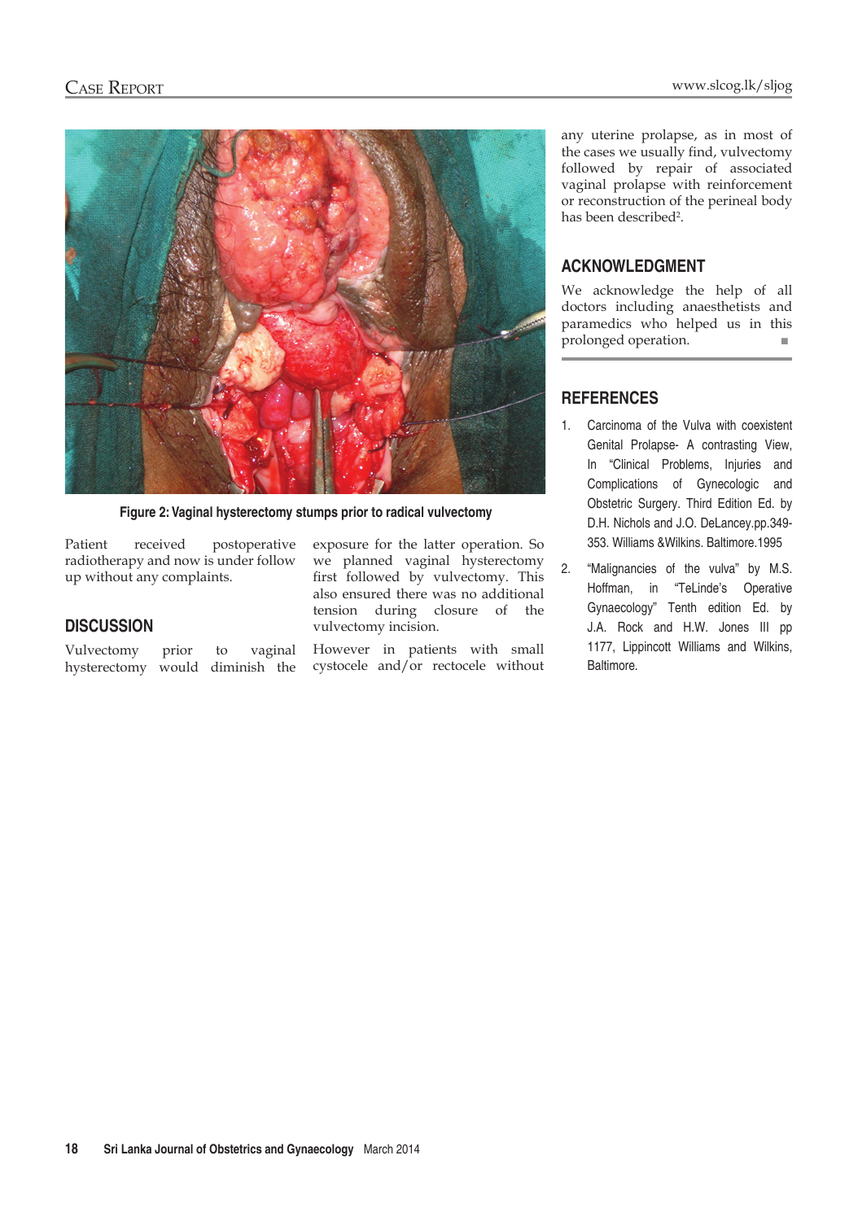Figure 2: Vaginal hysterectomy stumps prior to radical vulvectomy

Patient received postoperative radiotherapy and now is under follow up without any complaints.

## DISCUSSION

Vulvectomy prior to vaginal hysterectomy would diminish the exposure for the latter operation. So we planned vaginal hysterectomy first followed by vulvectomy. This also ensured there was no additional tension during closure of the vulvectomy incision.

However in patients with small cystocele and/or rectocele without any uterine prolapse, as in most of the cases we usually find, vulvectomy followed by repair of associated vaginal prolapse with reinforcement or reconstruction of the perineal body has been described[2].

## ACKNOWLEDGMENT

We acknowledge the help of all doctors including anaesthetists and paramedics who helped us in this prolonged operation.

## REFERENCES

1. Carcinoma of the Vulva with coexistent Genital Prolapse- A contrasting View, In "Clinical Problems, Injuries and Complications of Gynecologic and Obstetric Surgery. Third Edition Ed. by D.H. Nichols and J.O. DeLancey.pp.349-353. Williams &Wilkins. Baltimore.1995
2. "Malignancies of the vulva" by M.S. Hoffman, in "TeLinde's Operative Gynaecology" Tenth edition Ed. by J.A. Rock and H.W. Jones III pp 1177, Lippincott Williams and Wilkins, Baltimore.